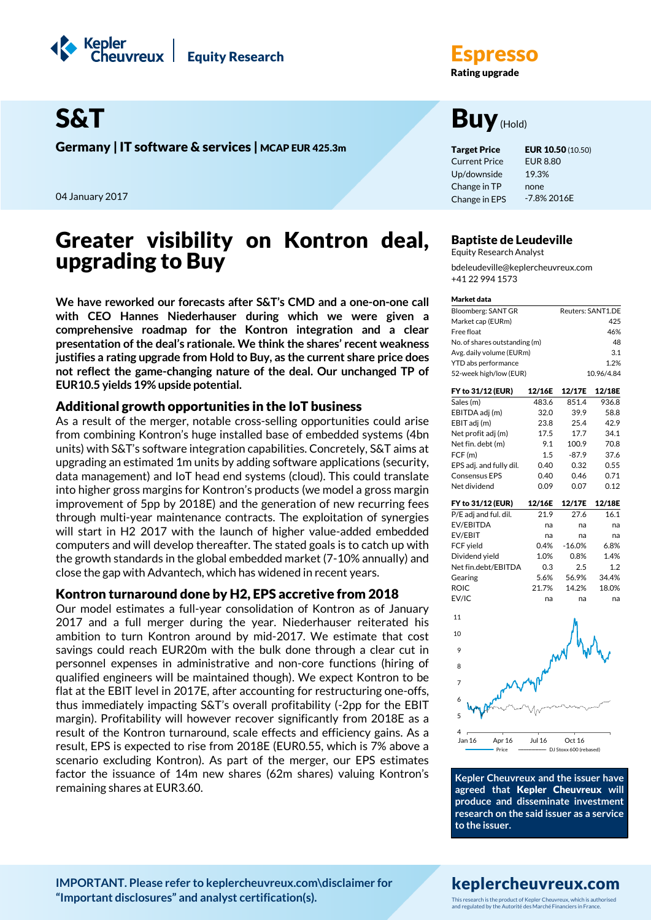Kepler Cheuvreux | Equity Research

**Espresso**

**Rating upgrade**

# S&T

**Germany | IT software & services | MCAP EUR 425.3m**

04 January 2017

# Buy (Hold)

| | |
|---|---|
| **Target Price** | **EUR 10.50** (10.50) |
| Current Price | EUR 8.80 |
| Up/downside | 19.3% |
| Change in TP | none |
| Change in EPS | -7.8% 2016E |

**Baptiste de Leudeville**
Equity Research Analyst
bdeleudeville@keplercheuvreux.com
+41 22 994 1573

# Greater visibility on Kontron deal, upgrading to Buy

**We have reworked our forecasts after S&T's CMD and a one-on-one call with CEO Hannes Niederhauser during which we were given a comprehensive roadmap for the Kontron integration and a clear presentation of the deal's rationale. We think the shares' recent weakness justifies a rating upgrade from Hold to Buy, as the current share price does not reflect the game-changing nature of the deal. Our unchanged TP of EUR10.5 yields 19% upside potential.**

## Additional growth opportunities in the IoT business

As a result of the merger, notable cross-selling opportunities could arise from combining Kontron's huge installed base of embedded systems (4bn units) with S&T's software integration capabilities. Concretely, S&T aims at upgrading an estimated 1m units by adding software applications (security, data management) and IoT head end systems (cloud). This could translate into higher gross margins for Kontron's products (we model a gross margin improvement of 5pp by 2018E) and the generation of new recurring fees through multi-year maintenance contracts. The exploitation of synergies will start in H2 2017 with the launch of higher value-added embedded computers and will develop thereafter. The stated goals is to catch up with the growth standards in the global embedded market (7-10% annually) and close the gap with Advantech, which has widened in recent years.

## Kontron turnaround done by H2, EPS accretive from 2018

Our model estimates a full-year consolidation of Kontron as of January 2017 and a full merger during the year. Niederhauser reiterated his ambition to turn Kontron around by mid-2017. We estimate that cost savings could reach EUR20m with the bulk done through a clear cut in personnel expenses in administrative and non-core functions (hiring of qualified engineers will be maintained though). We expect Kontron to be flat at the EBIT level in 2017E, after accounting for restructuring one-offs, thus immediately impacting S&T's overall profitability (-2pp for the EBIT margin). Profitability will however recover significantly from 2018E as a result of the Kontron turnaround, scale effects and efficiency gains. As a result, EPS is expected to rise from 2018E (EUR0.55, which is 7% above a scenario excluding Kontron). As part of the merger, our EPS estimates factor the issuance of 14m new shares (62m shares) valuing Kontron's remaining shares at EUR3.60.

**Market data**

| | |
|---|---|
| Bloomberg: SANT GR | Reuters: SANT1.DE |
| Market cap (EURm) | 425 |
| Free float | 46% |
| No. of shares outstanding (m) | 48 |
| Avg. daily volume (EURm) | 3.1 |
| YTD abs performance | 1.2% |
| 52-week high/low (EUR) | 10.96/4.84 |

| FY to 31/12 (EUR) | 12/16E | 12/17E | 12/18E |
|---|---|---|---|
| Sales (m) | 483.6 | 851.4 | 936.8 |
| EBITDA adj (m) | 32.0 | 39.9 | 58.8 |
| EBIT adj (m) | 23.8 | 25.4 | 42.9 |
| Net profit adj (m) | 17.5 | 17.7 | 34.1 |
| Net fin. debt (m) | 9.1 | 100.9 | 70.8 |
| FCF (m) | 1.5 | -87.9 | 37.6 |
| EPS adj. and fully dil. | 0.40 | 0.32 | 0.55 |
| Consensus EPS | 0.40 | 0.46 | 0.71 |
| Net dividend | 0.09 | 0.07 | 0.12 |

| FY to 31/12 (EUR) | 12/16E | 12/17E | 12/18E |
|---|---|---|---|
| P/E adj and ful. dil. | 21.9 | 27.6 | 16.1 |
| EV/EBITDA | na | na | na |
| EV/EBIT | na | na | na |
| FCF yield | 0.4% | -16.0% | 6.8% |
| Dividend yield | 1.0% | 0.8% | 1.4% |
| Net fin.debt/EBITDA | 0.3 | 2.5 | 1.2 |
| Gearing | 5.6% | 56.9% | 34.4% |
| ROIC | 21.7% | 14.2% | 18.0% |
| EV/IC | na | na | na |

Price — DJ Stoxx 600 (rebased)

**Kepler Cheuvreux and the issuer have agreed that Kepler Cheuvreux will produce and disseminate investment research on the said issuer as a service to the issuer.**

**IMPORTANT. Please refer to keplercheuvreux.com\disclaimer for "Important disclosures" and analyst certification(s).**

**keplercheuvreux.com**

This research is the product of Kepler Cheuvreux, which is authorised and regulated by the Autorité des Marché Financiers in France.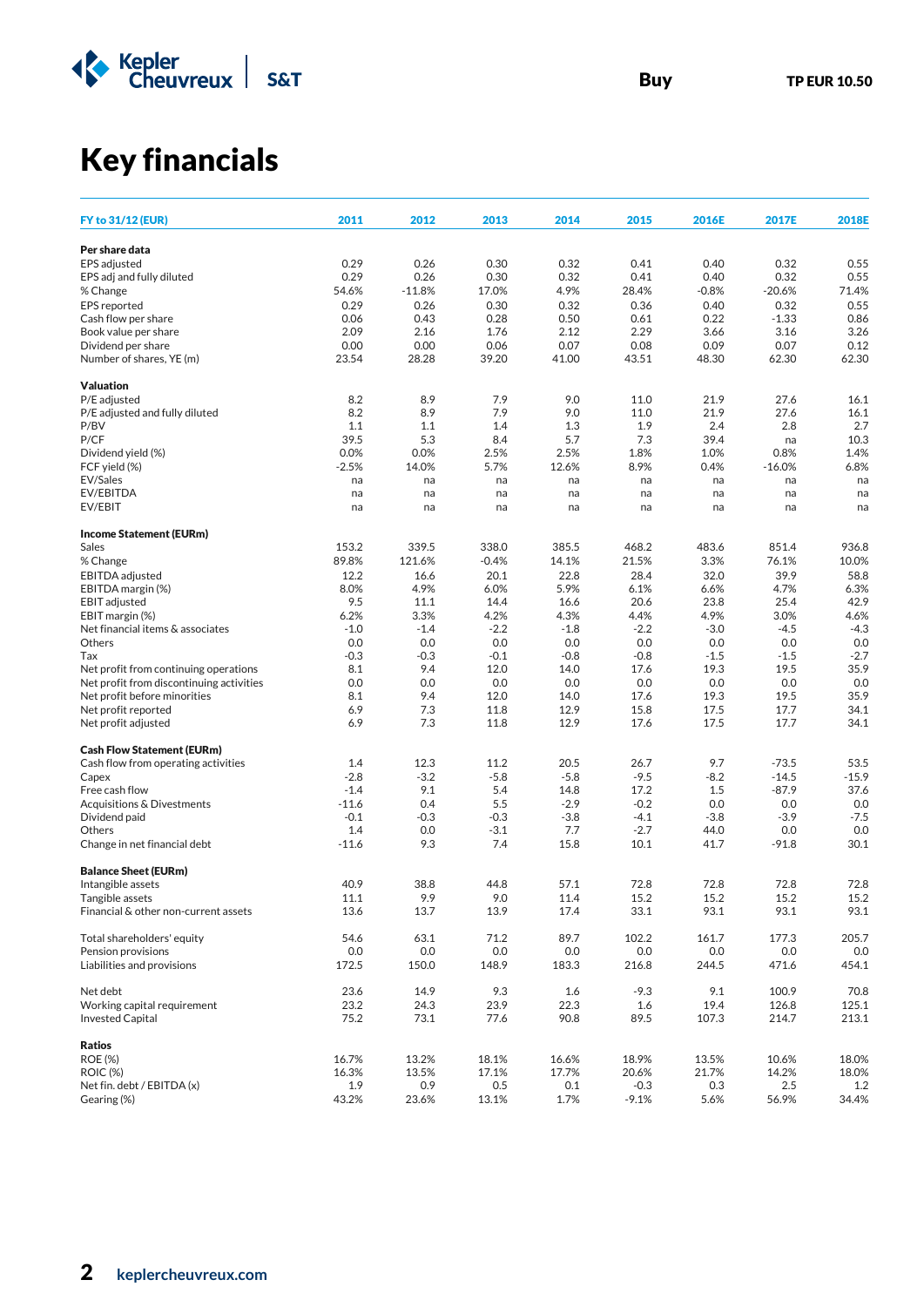Buy TP EUR 10.50

# Key financials

| FY to 31/12 (EUR) | 2011 | 2012 | 2013 | 2014 | 2015 | 2016E | 2017E | 2018E |
|---|---|---|---|---|---|---|---|---|
| **Per share data** | | | | | | | | |
| EPS adjusted | 0.29 | 0.26 | 0.30 | 0.32 | 0.41 | 0.40 | 0.32 | 0.55 |
| EPS adj and fully diluted | 0.29 | 0.26 | 0.30 | 0.32 | 0.41 | 0.40 | 0.32 | 0.55 |
| % Change | 54.6% | -11.8% | 17.0% | 4.9% | 28.4% | -0.8% | -20.6% | 71.4% |
| EPS reported | 0.29 | 0.26 | 0.30 | 0.32 | 0.36 | 0.40 | 0.32 | 0.55 |
| Cash flow per share | 0.06 | 0.43 | 0.28 | 0.50 | 0.61 | 0.22 | -1.33 | 0.86 |
| Book value per share | 2.09 | 2.16 | 1.76 | 2.12 | 2.29 | 3.66 | 3.16 | 3.26 |
| Dividend per share | 0.00 | 0.00 | 0.06 | 0.07 | 0.08 | 0.09 | 0.07 | 0.12 |
| Number of shares, YE (m) | 23.54 | 28.28 | 39.20 | 41.00 | 43.51 | 48.30 | 62.30 | 62.30 |
| **Valuation** | | | | | | | | |
| P/E adjusted | 8.2 | 8.9 | 7.9 | 9.0 | 11.0 | 21.9 | 27.6 | 16.1 |
| P/E adjusted and fully diluted | 8.2 | 8.9 | 7.9 | 9.0 | 11.0 | 21.9 | 27.6 | 16.1 |
| P/BV | 1.1 | 1.1 | 1.4 | 1.3 | 1.9 | 2.4 | 2.8 | 2.7 |
| P/CF | 39.5 | 5.3 | 8.4 | 5.7 | 7.3 | 39.4 | na | 10.3 |
| Dividend yield (%) | 0.0% | 0.0% | 2.5% | 2.5% | 1.8% | 1.0% | 0.8% | 1.4% |
| FCF yield (%) | -2.5% | 14.0% | 5.7% | 12.6% | 8.9% | 0.4% | -16.0% | 6.8% |
| EV/Sales | na | na | na | na | na | na | na | na |
| EV/EBITDA | na | na | na | na | na | na | na | na |
| EV/EBIT | na | na | na | na | na | na | na | na |
| **Income Statement (EURm)** | | | | | | | | |
| Sales | 153.2 | 339.5 | 338.0 | 385.5 | 468.2 | 483.6 | 851.4 | 936.8 |
| % Change | 89.8% | 121.6% | -0.4% | 14.1% | 21.5% | 3.3% | 76.1% | 10.0% |
| EBITDA adjusted | 12.2 | 16.6 | 20.1 | 22.8 | 28.4 | 32.0 | 39.9 | 58.8 |
| EBITDA margin (%) | 8.0% | 4.9% | 6.0% | 5.9% | 6.1% | 6.6% | 4.7% | 6.3% |
| EBIT adjusted | 9.5 | 11.1 | 14.4 | 16.6 | 20.6 | 23.8 | 25.4 | 42.9 |
| EBIT margin (%) | 6.2% | 3.3% | 4.2% | 4.3% | 4.4% | 4.9% | 3.0% | 4.6% |
| Net financial items & associates | -1.0 | -1.4 | -2.2 | -1.8 | -2.2 | -3.0 | -4.5 | -4.3 |
| Others | 0.0 | 0.0 | 0.0 | 0.0 | 0.0 | 0.0 | 0.0 | 0.0 |
| Tax | -0.3 | -0.3 | -0.1 | -0.8 | -0.8 | -1.5 | -1.5 | -2.7 |
| Net profit from continuing operations | 8.1 | 9.4 | 12.0 | 14.0 | 17.6 | 19.3 | 19.5 | 35.9 |
| Net profit from discontinuing activities | 0.0 | 0.0 | 0.0 | 0.0 | 0.0 | 0.0 | 0.0 | 0.0 |
| Net profit before minorities | 8.1 | 9.4 | 12.0 | 14.0 | 17.6 | 19.3 | 19.5 | 35.9 |
| Net profit reported | 6.9 | 7.3 | 11.8 | 12.9 | 15.8 | 17.5 | 17.7 | 34.1 |
| Net profit adjusted | 6.9 | 7.3 | 11.8 | 12.9 | 17.6 | 17.5 | 17.7 | 34.1 |
| **Cash Flow Statement (EURm)** | | | | | | | | |
| Cash flow from operating activities | 1.4 | 12.3 | 11.2 | 20.5 | 26.7 | 9.7 | -73.5 | 53.5 |
| Capex | -2.8 | -3.2 | -5.8 | -5.8 | -9.5 | -8.2 | -14.5 | -15.9 |
| Free cash flow | -1.4 | 9.1 | 5.4 | 14.8 | 17.2 | 1.5 | -87.9 | 37.6 |
| Acquisitions & Divestments | -11.6 | 0.4 | 5.5 | -2.9 | -0.2 | 0.0 | 0.0 | 0.0 |
| Dividend paid | -0.1 | -0.3 | -0.3 | -3.8 | -4.1 | -3.8 | -3.9 | -7.5 |
| Others | 1.4 | 0.0 | -3.1 | 7.7 | -2.7 | 44.0 | 0.0 | 0.0 |
| Change in net financial debt | -11.6 | 9.3 | 7.4 | 15.8 | 10.1 | 41.7 | -91.8 | 30.1 |
| **Balance Sheet (EURm)** | | | | | | | | |
| Intangible assets | 40.9 | 38.8 | 44.8 | 57.1 | 72.8 | 72.8 | 72.8 | 72.8 |
| Tangible assets | 11.1 | 9.9 | 9.0 | 11.4 | 15.2 | 15.2 | 15.2 | 15.2 |
| Financial & other non-current assets | 13.6 | 13.7 | 13.9 | 17.4 | 33.1 | 93.1 | 93.1 | 93.1 |
| Total shareholders' equity | 54.6 | 63.1 | 71.2 | 89.7 | 102.2 | 161.7 | 177.3 | 205.7 |
| Pension provisions | 0.0 | 0.0 | 0.0 | 0.0 | 0.0 | 0.0 | 0.0 | 0.0 |
| Liabilities and provisions | 172.5 | 150.0 | 148.9 | 183.3 | 216.8 | 244.5 | 471.6 | 454.1 |
| Net debt | 23.6 | 14.9 | 9.3 | 1.6 | -9.3 | 9.1 | 100.9 | 70.8 |
| Working capital requirement | 23.2 | 24.3 | 23.9 | 22.3 | 1.6 | 19.4 | 126.8 | 125.1 |
| Invested Capital | 75.2 | 73.1 | 77.6 | 90.8 | 89.5 | 107.3 | 214.7 | 213.1 |
| **Ratios** | | | | | | | | |
| ROE (%) | 16.7% | 13.2% | 18.1% | 16.6% | 18.9% | 13.5% | 10.6% | 18.0% |
| ROIC (%) | 16.3% | 13.5% | 17.1% | 17.7% | 20.6% | 21.7% | 14.2% | 18.0% |
| Net fin. debt / EBITDA (x) | 1.9 | 0.9 | 0.5 | 0.1 | -0.3 | 0.3 | 2.5 | 1.2 |
| Gearing (%) | 43.2% | 23.6% | 13.1% | 1.7% | -9.1% | 5.6% | 56.9% | 34.4% |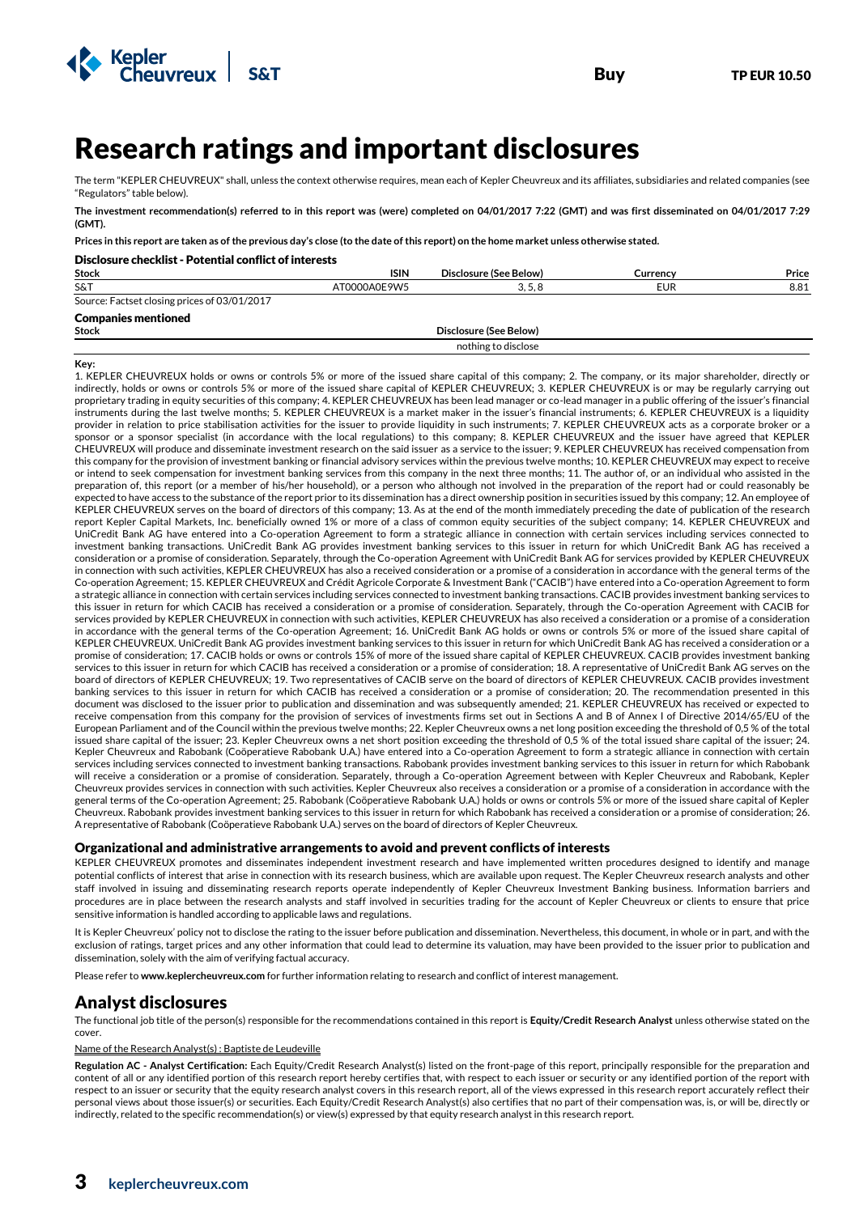# Research ratings and important disclosures

The term "KEPLER CHEUVREUX" shall, unless the context otherwise requires, mean each of Kepler Cheuvreux and its affiliates, subsidiaries and related companies (see "Regulators" table below).

**The investment recommendation(s) referred to in this report was (were) completed on 04/01/2017 7:22 (GMT) and was first disseminated on 04/01/2017 7:29 (GMT).**

**Prices in this report are taken as of the previous day's close (to the date of this report) on the home market unless otherwise stated.**

### Disclosure checklist - Potential conflict of interests

| Stock | ISIN | Disclosure (See Below) | Currency | Price |
|---|---|---|---|---|
| S&T | AT0000A0E9W5 | 3, 5, 8 | EUR | 8.81 |

Source: Factset closing prices of 03/01/2017

### Companies mentioned

| Stock | Disclosure (See Below) |
|---|---|
| | nothing to disclose |

**Key:**

1. KEPLER CHEUVREUX holds or owns or controls 5% or more of the issued share capital of this company; 2. The company, or its major shareholder, directly or indirectly, holds or owns or controls 5% or more of the issued share capital of KEPLER CHEUVREUX; 3. KEPLER CHEUVREUX is or may be regularly carrying out proprietary trading in equity securities of this company; 4. KEPLER CHEUVREUX has been lead manager or co-lead manager in a public offering of the issuer's financial instruments during the last twelve months; 5. KEPLER CHEUVREUX is a market maker in the issuer's financial instruments; 6. KEPLER CHEUVREUX is a liquidity provider in relation to price stabilisation activities for the issuer to provide liquidity in such instruments; 7. KEPLER CHEUVREUX acts as a corporate broker or a sponsor or a sponsor specialist (in accordance with the local regulations) to this company; 8. KEPLER CHEUVREUX and the issuer have agreed that KEPLER CHEUVREUX will produce and disseminate investment research on the said issuer as a service to the issuer; 9. KEPLER CHEUVREUX has received compensation from this company for the provision of investment banking or financial advisory services within the previous twelve months; 10. KEPLER CHEUVREUX may expect to receive or intend to seek compensation for investment banking services from this company in the next three months; 11. The author of, or an individual who assisted in the preparation of, this report (or a member of his/her household), or a person who although not involved in the preparation of the report had or could reasonably be expected to have access to the substance of the report prior to its dissemination has a direct ownership position in securities issued by this company; 12. An employee of KEPLER CHEUVREUX serves on the board of directors of this company; 13. As at the end of the month immediately preceding the date of publication of the research report Kepler Capital Markets, Inc. beneficially owned 1% or more of a class of common equity securities of the subject company; 14. KEPLER CHEUVREUX and UniCredit Bank AG have entered into a Co-operation Agreement to form a strategic alliance in connection with certain services including services connected to investment banking transactions. UniCredit Bank AG provides investment banking services to this issuer in return for which UniCredit Bank AG has received a consideration or a promise of consideration. Separately, through the Co-operation Agreement with UniCredit Bank AG for services provided by KEPLER CHEUVREUX in connection with such activities, KEPLER CHEUVREUX has also a received consideration or a promise of a consideration in accordance with the general terms of the Co-operation Agreement; 15. KEPLER CHEUVREUX and Crédit Agricole Corporate & Investment Bank ("CACIB") have entered into a Co-operation Agreement to form a strategic alliance in connection with certain services including services connected to investment banking transactions. CACIB provides investment banking services to this issuer in return for which CACIB has received a consideration or a promise of consideration. Separately, through the Co-operation Agreement with CACIB for services provided by KEPLER CHEUVREUX in connection with such activities, KEPLER CHEUVREUX has also received a consideration or a promise of a consideration in accordance with the general terms of the Co-operation Agreement; 16. UniCredit Bank AG holds or owns or controls 5% or more of the issued share capital of KEPLER CHEUVREUX. UniCredit Bank AG provides investment banking services to this issuer in return for which UniCredit Bank AG has received a consideration or a promise of consideration; 17. CACIB holds or owns or controls 15% of more of the issued share capital of KEPLER CHEUVREUX. CACIB provides investment banking services to this issuer in return for which CACIB has received a consideration or a promise of consideration; 18. A representative of UniCredit Bank AG serves on the board of directors of KEPLER CHEUVREUX; 19. Two representatives of CACIB serve on the board of directors of KEPLER CHEUVREUX. CACIB provides investment banking services to this issuer in return for which CACIB has received a consideration or a promise of consideration; 20. The recommendation presented in this document was disclosed to the issuer prior to publication and dissemination and was subsequently amended; 21. KEPLER CHEUVREUX has received or expected to receive compensation from this company for the provision of services of investments firms set out in Sections A and B of Annex I of Directive 2014/65/EU of the European Parliament and of the Council within the previous twelve months; 22. Kepler Cheuvreux owns a net long position exceeding the threshold of 0,5 % of the total issued share capital of the issuer; 23. Kepler Cheuvreux owns a net short position exceeding the threshold of 0,5 % of the total issued share capital of the issuer; 24. Kepler Cheuvreux and Rabobank (Coöperatieve Rabobank U.A.) have entered into a Co-operation Agreement to form a strategic alliance in connection with certain services including services connected to investment banking transactions. Rabobank provides investment banking services to this issuer in return for which Rabobank will receive a consideration or a promise of consideration. Separately, through a Co-operation Agreement between with Kepler Cheuvreux and Rabobank, Kepler Cheuvreux provides services in connection with such activities. Kepler Cheuvreux also receives a consideration or a promise of a consideration in accordance with the general terms of the Co-operation Agreement; 25. Rabobank (Coöperatieve Rabobank U.A.) holds or owns or controls 5% or more of the issued share capital of Kepler Cheuvreux. Rabobank provides investment banking services to this issuer in return for which Rabobank has received a consideration or a promise of consideration; 26. A representative of Rabobank (Coöperatieve Rabobank U.A.) serves on the board of directors of Kepler Cheuvreux.

### Organizational and administrative arrangements to avoid and prevent conflicts of interests

KEPLER CHEUVREUX promotes and disseminates independent investment research and have implemented written procedures designed to identify and manage potential conflicts of interest that arise in connection with its research business, which are available upon request. The Kepler Cheuvreux research analysts and other staff involved in issuing and disseminating research reports operate independently of Kepler Cheuvreux Investment Banking business. Information barriers and procedures are in place between the research analysts and staff involved in securities trading for the account of Kepler Cheuvreux or clients to ensure that price sensitive information is handled according to applicable laws and regulations.

It is Kepler Cheuvreux' policy not to disclose the rating to the issuer before publication and dissemination. Nevertheless, this document, in whole or in part, and with the exclusion of ratings, target prices and any other information that could lead to determine its valuation, may have been provided to the issuer prior to publication and dissemination, solely with the aim of verifying factual accuracy.

Please refer to **www.keplercheuvreux.com** for further information relating to research and conflict of interest management.

## Analyst disclosures

The functional job title of the person(s) responsible for the recommendations contained in this report is **Equity/Credit Research Analyst** unless otherwise stated on the cover.

Name of the Research Analyst(s) : Baptiste de Leudeville

**Regulation AC - Analyst Certification:** Each Equity/Credit Research Analyst(s) listed on the front-page of this report, principally responsible for the preparation and content of all or any identified portion of this research report hereby certifies that, with respect to each issuer or security or any identified portion of the report with respect to an issuer or security that the equity research analyst covers in this research report, all of the views expressed in this research report accurately reflect their personal views about those issuer(s) or securities. Each Equity/Credit Research Analyst(s) also certifies that no part of their compensation was, is, or will be, directly or indirectly, related to the specific recommendation(s) or view(s) expressed by that equity research analyst in this research report.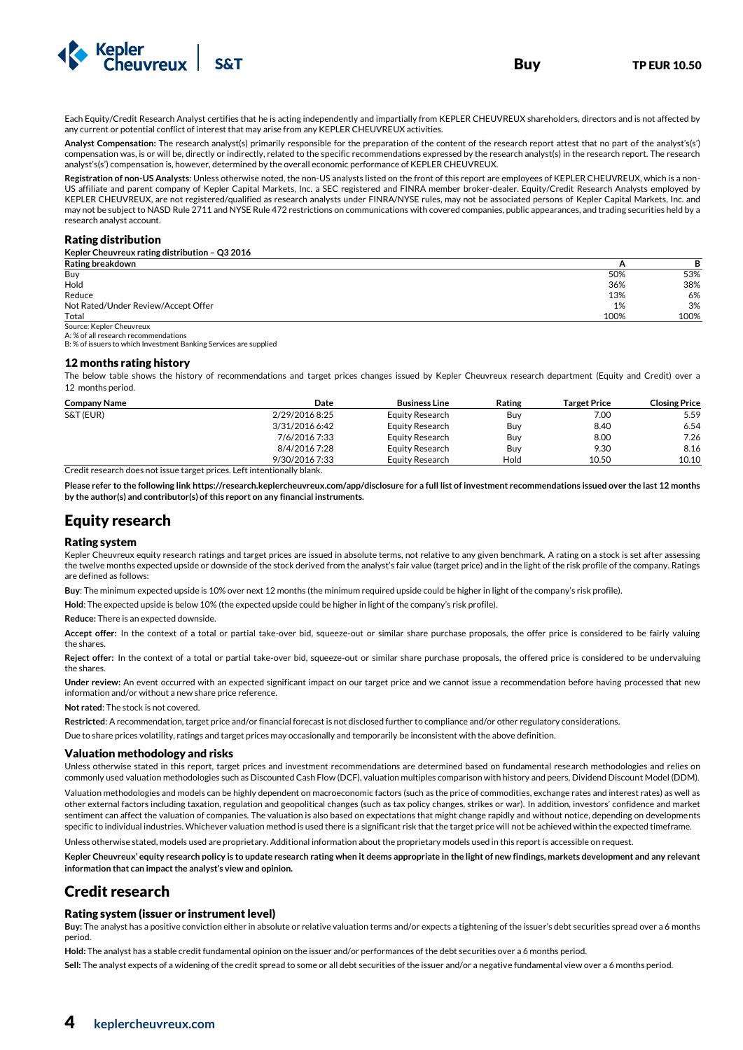Each Equity/Credit Research Analyst certifies that he is acting independently and impartially from KEPLER CHEUVREUX shareholders, directors and is not affected by any current or potential conflict of interest that may arise from any KEPLER CHEUVREUX activities.

**Analyst Compensation:** The research analyst(s) primarily responsible for the preparation of the content of the research report attest that no part of the analyst's(s') compensation was, is or will be, directly or indirectly, related to the specific recommendations expressed by the research analyst(s) in the research report. The research analyst's(s') compensation is, however, determined by the overall economic performance of KEPLER CHEUVREUX.

**Registration of non-US Analysts**: Unless otherwise noted, the non-US analysts listed on the front of this report are employees of KEPLER CHEUVREUX, which is a non-US affiliate and parent company of Kepler Capital Markets, Inc. a SEC registered and FINRA member broker-dealer. Equity/Credit Research Analysts employed by KEPLER CHEUVREUX, are not registered/qualified as research analysts under FINRA/NYSE rules, may not be associated persons of Kepler Capital Markets, Inc. and may not be subject to NASD Rule 2711 and NYSE Rule 472 restrictions on communications with covered companies, public appearances, and trading securities held by a research analyst account.

### Rating distribution

**Kepler Cheuvreux rating distribution – Q3 2016**

| Rating breakdown | A | B |
|---|---|---|
| Buy | 50% | 53% |
| Hold | 36% | 38% |
| Reduce | 13% | 6% |
| Not Rated/Under Review/Accept Offer | 1% | 3% |
| Total | 100% | 100% |

Source: Kepler Cheuvreux
A: % of all research recommendations
B: % of issuers to which Investment Banking Services are supplied

### 12 months rating history

The below table shows the history of recommendations and target prices changes issued by Kepler Cheuvreux research department (Equity and Credit) over a 12 months period.

| Company Name | Date | Business Line | Rating | Target Price | Closing Price |
|---|---|---|---|---|---|
| S&T (EUR) | 2/29/2016 8:25 | Equity Research | Buy | 7.00 | 5.59 |
| | 3/31/2016 6:42 | Equity Research | Buy | 8.40 | 6.54 |
| | 7/6/2016 7:33 | Equity Research | Buy | 8.00 | 7.26 |
| | 8/4/2016 7:28 | Equity Research | Buy | 9.30 | 8.16 |
| | 9/30/2016 7:33 | Equity Research | Hold | 10.50 | 10.10 |

Credit research does not issue target prices. Left intentionally blank.

**Please refer to the following link https://research.keplercheuvreux.com/app/disclosure for a full list of investment recommendations issued over the last 12 months by the author(s) and contributor(s) of this report on any financial instruments.**

## Equity research

### Rating system

Kepler Cheuvreux equity research ratings and target prices are issued in absolute terms, not relative to any given benchmark. A rating on a stock is set after assessing the twelve months expected upside or downside of the stock derived from the analyst's fair value (target price) and in the light of the risk profile of the company. Ratings are defined as follows:

**Buy**: The minimum expected upside is 10% over next 12 months (the minimum required upside could be higher in light of the company's risk profile).

**Hold**: The expected upside is below 10% (the expected upside could be higher in light of the company's risk profile).

**Reduce:** There is an expected downside.

**Accept offer:** In the context of a total or partial take-over bid, squeeze-out or similar share purchase proposals, the offer price is considered to be fairly valuing the shares.

**Reject offer:** In the context of a total or partial take-over bid, squeeze-out or similar share purchase proposals, the offered price is considered to be undervaluing the shares.

**Under review:** An event occurred with an expected significant impact on our target price and we cannot issue a recommendation before having processed that new information and/or without a new share price reference.

**Not rated**: The stock is not covered.

**Restricted**: A recommendation, target price and/or financial forecast is not disclosed further to compliance and/or other regulatory considerations.

Due to share prices volatility, ratings and target prices may occasionally and temporarily be inconsistent with the above definition.

### Valuation methodology and risks

Unless otherwise stated in this report, target prices and investment recommendations are determined based on fundamental research methodologies and relies on commonly used valuation methodologies such as Discounted Cash Flow (DCF), valuation multiples comparison with history and peers, Dividend Discount Model (DDM).

Valuation methodologies and models can be highly dependent on macroeconomic factors (such as the price of commodities, exchange rates and interest rates) as well as other external factors including taxation, regulation and geopolitical changes (such as tax policy changes, strikes or war). In addition, investors' confidence and market sentiment can affect the valuation of companies. The valuation is also based on expectations that might change rapidly and without notice, depending on developments specific to individual industries. Whichever valuation method is used there is a significant risk that the target price will not be achieved within the expected timeframe.

Unless otherwise stated, models used are proprietary. Additional information about the proprietary models used in this report is accessible on request.

**Kepler Cheuvreux' equity research policy is to update research rating when it deems appropriate in the light of new findings, markets development and any relevant information that can impact the analyst's view and opinion.**

## Credit research

### Rating system (issuer or instrument level)

**Buy:** The analyst has a positive conviction either in absolute or relative valuation terms and/or expects a tightening of the issuer's debt securities spread over a 6 months period.

**Hold:** The analyst has a stable credit fundamental opinion on the issuer and/or performances of the debt securities over a 6 months period.

**Sell:** The analyst expects of a widening of the credit spread to some or all debt securities of the issuer and/or a negative fundamental view over a 6 months period.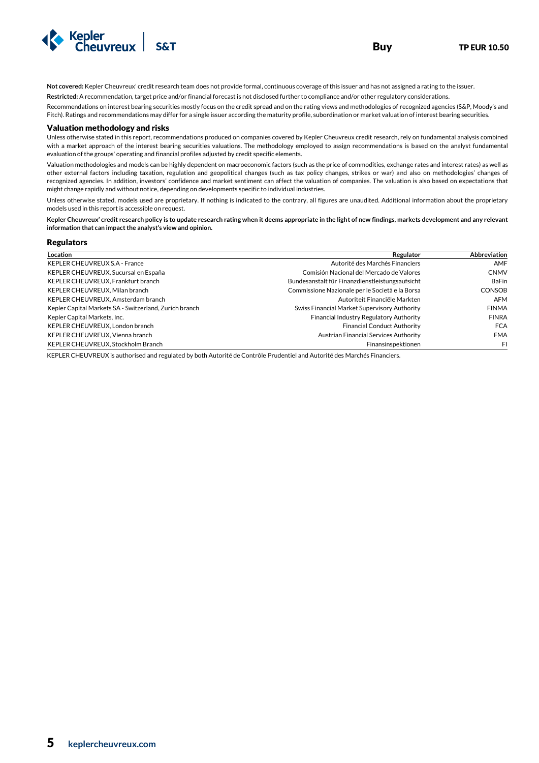**Not covered:** Kepler Cheuvreux' credit research team does not provide formal, continuous coverage of this issuer and has not assigned a rating to the issuer.

**Restricted:** A recommendation, target price and/or financial forecast is not disclosed further to compliance and/or other regulatory considerations.

Recommendations on interest bearing securities mostly focus on the credit spread and on the rating views and methodologies of recognized agencies (S&P, Moody's and Fitch). Ratings and recommendations may differ for a single issuer according the maturity profile, subordination or market valuation of interest bearing securities.

## Valuation methodology and risks

Unless otherwise stated in this report, recommendations produced on companies covered by Kepler Cheuvreux credit research, rely on fundamental analysis combined with a market approach of the interest bearing securities valuations. The methodology employed to assign recommendations is based on the analyst fundamental evaluation of the groups' operating and financial profiles adjusted by credit specific elements.

Valuation methodologies and models can be highly dependent on macroeconomic factors (such as the price of commodities, exchange rates and interest rates) as well as other external factors including taxation, regulation and geopolitical changes (such as tax policy changes, strikes or war) and also on methodologies' changes of recognized agencies. In addition, investors' confidence and market sentiment can affect the valuation of companies. The valuation is also based on expectations that might change rapidly and without notice, depending on developments specific to individual industries.

Unless otherwise stated, models used are proprietary. If nothing is indicated to the contrary, all figures are unaudited. Additional information about the proprietary models used in this report is accessible on request.

**Kepler Cheuvreux' credit research policy is to update research rating when it deems appropriate in the light of new findings, markets development and any relevant information that can impact the analyst's view and opinion.**

## Regulators

| Location | Regulator | Abbreviation |
|---|---|---|
| KEPLER CHEUVREUX S.A - France | Autorité des Marchés Financiers | AMF |
| KEPLER CHEUVREUX, Sucursal en España | Comisión Nacional del Mercado de Valores | CNMV |
| KEPLER CHEUVREUX, Frankfurt branch | Bundesanstalt für Finanzdienstleistungsaufsicht | BaFin |
| KEPLER CHEUVREUX, Milan branch | Commissione Nazionale per le Società e la Borsa | CONSOB |
| KEPLER CHEUVREUX, Amsterdam branch | Autoriteit Financiële Markten | AFM |
| Kepler Capital Markets SA - Switzerland, Zurich branch | Swiss Financial Market Supervisory Authority | FINMA |
| Kepler Capital Markets, Inc. | Financial Industry Regulatory Authority | FINRA |
| KEPLER CHEUVREUX, London branch | Financial Conduct Authority | FCA |
| KEPLER CHEUVREUX, Vienna branch | Austrian Financial Services Authority | FMA |
| KEPLER CHEUVREUX, Stockholm Branch | Finansinspektionen | FI |

KEPLER CHEUVREUX is authorised and regulated by both Autorité de Contrôle Prudentiel and Autorité des Marchés Financiers.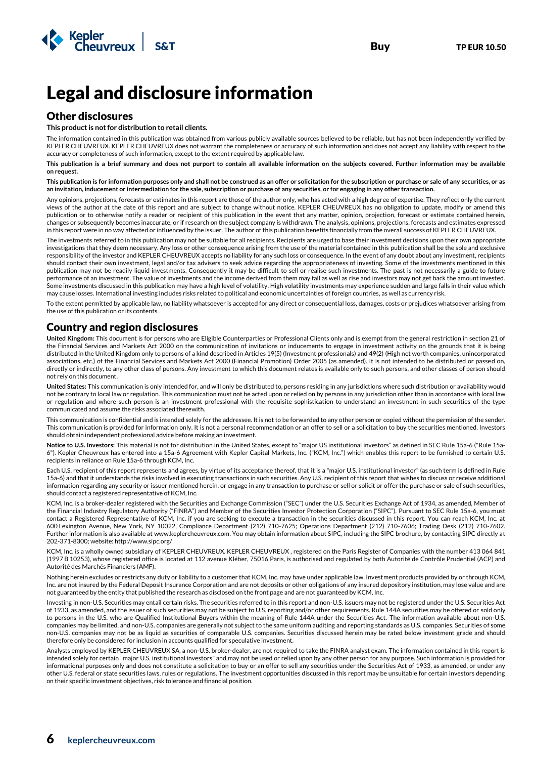# Legal and disclosure information

## Other disclosures

**This product is not for distribution to retail clients.**

The information contained in this publication was obtained from various publicly available sources believed to be reliable, but has not been independently verified by KEPLER CHEUVREUX. KEPLER CHEUVREUX does not warrant the completeness or accuracy of such information and does not accept any liability with respect to the accuracy or completeness of such information, except to the extent required by applicable law.

**This publication is a brief summary and does not purport to contain all available information on the subjects covered. Further information may be available on request.**

**This publication is for information purposes only and shall not be construed as an offer or solicitation for the subscription or purchase or sale of any securities, or as an invitation, inducement or intermediation for the sale, subscription or purchase of any securities, or for engaging in any other transaction.**

Any opinions, projections, forecasts or estimates in this report are those of the author only, who has acted with a high degree of expertise. They reflect only the current views of the author at the date of this report and are subject to change without notice. KEPLER CHEUVREUX has no obligation to update, modify or amend this publication or to otherwise notify a reader or recipient of this publication in the event that any matter, opinion, projection, forecast or estimate contained herein, changes or subsequently becomes inaccurate, or if research on the subject company is withdrawn. The analysis, opinions, projections, forecasts and estimates expressed in this report were in no way affected or influenced by the issuer. The author of this publication benefits financially from the overall success of KEPLER CHEUVREUX.

The investments referred to in this publication may not be suitable for all recipients. Recipients are urged to base their investment decisions upon their own appropriate investigations that they deem necessary. Any loss or other consequence arising from the use of the material contained in this publication shall be the sole and exclusive responsibility of the investor and KEPLER CHEUVREUX accepts no liability for any such loss or consequence. In the event of any doubt about any investment, recipients should contact their own investment, legal and/or tax advisers to seek advice regarding the appropriateness of investing. Some of the investments mentioned in this publication may not be readily liquid investments. Consequently it may be difficult to sell or realise such investments. The past is not necessarily a guide to future performance of an investment. The value of investments and the income derived from them may fall as well as rise and investors may not get back the amount invested. Some investments discussed in this publication may have a high level of volatility. High volatility investments may experience sudden and large falls in their value which may cause losses. International investing includes risks related to political and economic uncertainties of foreign countries, as well as currency risk.

To the extent permitted by applicable law, no liability whatsoever is accepted for any direct or consequential loss, damages, costs or prejudices whatsoever arising from the use of this publication or its contents.

## Country and region disclosures

**United Kingdom:** This document is for persons who are Eligible Counterparties or Professional Clients only and is exempt from the general restriction in section 21 of the Financial Services and Markets Act 2000 on the communication of invitations or inducements to engage in investment activity on the grounds that it is being distributed in the United Kingdom only to persons of a kind described in Articles 19(5) (Investment professionals) and 49(2) (High net worth companies, unincorporated associations, etc.) of the Financial Services and Markets Act 2000 (Financial Promotion) Order 2005 (as amended). It is not intended to be distributed or passed on, directly or indirectly, to any other class of persons. Any investment to which this document relates is available only to such persons, and other classes of person should not rely on this document.

**United States:** This communication is only intended for, and will only be distributed to, persons residing in any jurisdictions where such distribution or availability would not be contrary to local law or regulation. This communication must not be acted upon or relied on by persons in any jurisdiction other than in accordance with local law or regulation and where such person is an investment professional with the requisite sophistication to understand an investment in such securities of the type communicated and assume the risks associated therewith.

This communication is confidential and is intended solely for the addressee. It is not to be forwarded to any other person or copied without the permission of the sender. This communication is provided for information only. It is not a personal recommendation or an offer to sell or a solicitation to buy the securities mentioned. Investors should obtain independent professional advice before making an investment.

**Notice to U.S. Investors:** This material is not for distribution in the United States, except to "major US institutional investors" as defined in SEC Rule 15a-6 ("Rule 15a-6"). Kepler Cheuvreux has entered into a 15a-6 Agreement with Kepler Capital Markets, Inc. ("KCM, Inc.") which enables this report to be furnished to certain U.S. recipients in reliance on Rule 15a-6 through KCM, Inc.

Each U.S. recipient of this report represents and agrees, by virtue of its acceptance thereof, that it is a "major U.S. institutional investor" (as such term is defined in Rule 15a-6) and that it understands the risks involved in executing transactions in such securities. Any U.S. recipient of this report that wishes to discuss or receive additional information regarding any security or issuer mentioned herein, or engage in any transaction to purchase or sell or solicit or offer the purchase or sale of such securities, should contact a registered representative of KCM, Inc.

KCM, Inc. is a broker-dealer registered with the Securities and Exchange Commission ("SEC") under the U.S. Securities Exchange Act of 1934, as amended, Member of the Financial Industry Regulatory Authority ("FINRA") and Member of the Securities Investor Protection Corporation ("SIPC"). Pursuant to SEC Rule 15a-6, you must contact a Registered Representative of KCM, Inc. if you are seeking to execute a transaction in the securities discussed in this report. You can reach KCM, Inc. at 600 Lexington Avenue, New York, NY 10022, Compliance Department (212) 710-7625; Operations Department (212) 710-7606; Trading Desk (212) 710-7602. Further information is also available at www.keplercheuvreux.com. You may obtain information about SIPC, including the SIPC brochure, by contacting SIPC directly at 202-371-8300; website: http://www.sipc.org/

KCM, Inc. is a wholly owned subsidiary of KEPLER CHEUVREUX. KEPLER CHEUVREUX , registered on the Paris Register of Companies with the number 413 064 841 (1997 B 10253), whose registered office is located at 112 avenue Kléber, 75016 Paris, is authorised and regulated by both Autorité de Contrôle Prudentiel (ACP) and Autorité des Marchés Financiers (AMF).

Nothing herein excludes or restricts any duty or liability to a customer that KCM, Inc. may have under applicable law. Investment products provided by or through KCM, Inc. are not insured by the Federal Deposit Insurance Corporation and are not deposits or other obligations of any insured depository institution, may lose value and are not guaranteed by the entity that published the research as disclosed on the front page and are not guaranteed by KCM, Inc.

Investing in non-U.S. Securities may entail certain risks. The securities referred to in this report and non-U.S. issuers may not be registered under the U.S. Securities Act of 1933, as amended, and the issuer of such securities may not be subject to U.S. reporting and/or other requirements. Rule 144A securities may be offered or sold only to persons in the U.S. who are Qualified Institutional Buyers within the meaning of Rule 144A under the Securities Act. The information available about non-U.S. companies may be limited, and non-U.S. companies are generally not subject to the same uniform auditing and reporting standards as U.S. companies. Securities of some non-U.S. companies may not be as liquid as securities of comparable U.S. companies. Securities discussed herein may be rated below investment grade and should therefore only be considered for inclusion in accounts qualified for speculative investment.

Analysts employed by KEPLER CHEUVREUX SA, a non-U.S. broker-dealer, are not required to take the FINRA analyst exam. The information contained in this report is intended solely for certain "major U.S. institutional investors" and may not be used or relied upon by any other person for any purpose. Such information is provided for informational purposes only and does not constitute a solicitation to buy or an offer to sell any securities under the Securities Act of 1933, as amended, or under any other U.S. federal or state securities laws, rules or regulations. The investment opportunities discussed in this report may be unsuitable for certain investors depending on their specific investment objectives, risk tolerance and financial position.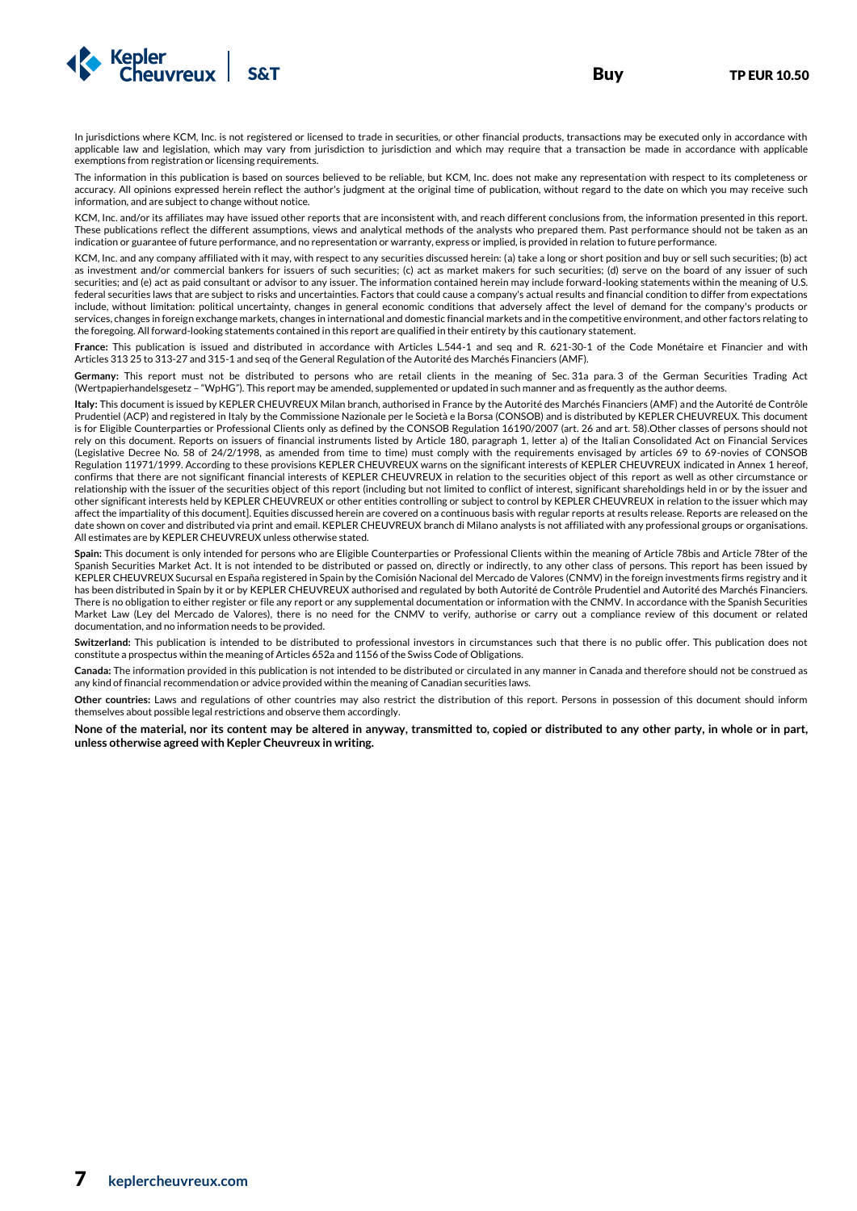In jurisdictions where KCM, Inc. is not registered or licensed to trade in securities, or other financial products, transactions may be executed only in accordance with applicable law and legislation, which may vary from jurisdiction to jurisdiction and which may require that a transaction be made in accordance with applicable exemptions from registration or licensing requirements.

The information in this publication is based on sources believed to be reliable, but KCM, Inc. does not make any representation with respect to its completeness or accuracy. All opinions expressed herein reflect the author's judgment at the original time of publication, without regard to the date on which you may receive such information, and are subject to change without notice.

KCM, Inc. and/or its affiliates may have issued other reports that are inconsistent with, and reach different conclusions from, the information presented in this report. These publications reflect the different assumptions, views and analytical methods of the analysts who prepared them. Past performance should not be taken as an indication or guarantee of future performance, and no representation or warranty, express or implied, is provided in relation to future performance.

KCM, Inc. and any company affiliated with it may, with respect to any securities discussed herein: (a) take a long or short position and buy or sell such securities; (b) act as investment and/or commercial bankers for issuers of such securities; (c) act as market makers for such securities; (d) serve on the board of any issuer of such securities; and (e) act as paid consultant or advisor to any issuer. The information contained herein may include forward-looking statements within the meaning of U.S. federal securities laws that are subject to risks and uncertainties. Factors that could cause a company's actual results and financial condition to differ from expectations include, without limitation: political uncertainty, changes in general economic conditions that adversely affect the level of demand for the company's products or services, changes in foreign exchange markets, changes in international and domestic financial markets and in the competitive environment, and other factors relating to the foregoing. All forward-looking statements contained in this report are qualified in their entirety by this cautionary statement.

**France:** This publication is issued and distributed in accordance with Articles L.544-1 and seq and R. 621-30-1 of the Code Monétaire et Financier and with Articles 313 25 to 313-27 and 315-1 and seq of the General Regulation of the Autorité des Marchés Financiers (AMF).

**Germany:** This report must not be distributed to persons who are retail clients in the meaning of Sec. 31a para. 3 of the German Securities Trading Act (Wertpapierhandelsgesetz – "WpHG"). This report may be amended, supplemented or updated in such manner and as frequently as the author deems.

**Italy:** This document is issued by KEPLER CHEUVREUX Milan branch, authorised in France by the Autorité des Marchés Financiers (AMF) and the Autorité de Contrôle Prudentiel (ACP) and registered in Italy by the Commissione Nazionale per le Società e la Borsa (CONSOB) and is distributed by KEPLER CHEUVREUX. This document is for Eligible Counterparties or Professional Clients only as defined by the CONSOB Regulation 16190/2007 (art. 26 and art. 58).Other classes of persons should not rely on this document. Reports on issuers of financial instruments listed by Article 180, paragraph 1, letter a) of the Italian Consolidated Act on Financial Services (Legislative Decree No. 58 of 24/2/1998, as amended from time to time) must comply with the requirements envisaged by articles 69 to 69-novies of CONSOB Regulation 11971/1999. According to these provisions KEPLER CHEUVREUX warns on the significant interests of KEPLER CHEUVREUX indicated in Annex 1 hereof, confirms that there are not significant financial interests of KEPLER CHEUVREUX in relation to the securities object of this report as well as other circumstance or relationship with the issuer of the securities object of this report (including but not limited to conflict of interest, significant shareholdings held in or by the issuer and other significant interests held by KEPLER CHEUVREUX or other entities controlling or subject to control by KEPLER CHEUVREUX in relation to the issuer which may affect the impartiality of this document]. Equities discussed herein are covered on a continuous basis with regular reports at results release. Reports are released on the date shown on cover and distributed via print and email. KEPLER CHEUVREUX branch di Milano analysts is not affiliated with any professional groups or organisations. All estimates are by KEPLER CHEUVREUX unless otherwise stated.

**Spain:** This document is only intended for persons who are Eligible Counterparties or Professional Clients within the meaning of Article 78bis and Article 78ter of the Spanish Securities Market Act. It is not intended to be distributed or passed on, directly or indirectly, to any other class of persons. This report has been issued by KEPLER CHEUVREUX Sucursal en España registered in Spain by the Comisión Nacional del Mercado de Valores (CNMV) in the foreign investments firms registry and it has been distributed in Spain by it or by KEPLER CHEUVREUX authorised and regulated by both Autorité de Contrôle Prudentiel and Autorité des Marchés Financiers. There is no obligation to either register or file any report or any supplemental documentation or information with the CNMV. In accordance with the Spanish Securities Market Law (Ley del Mercado de Valores), there is no need for the CNMV to verify, authorise or carry out a compliance review of this document or related documentation, and no information needs to be provided.

**Switzerland:** This publication is intended to be distributed to professional investors in circumstances such that there is no public offer. This publication does not constitute a prospectus within the meaning of Articles 652a and 1156 of the Swiss Code of Obligations.

**Canada:** The information provided in this publication is not intended to be distributed or circulated in any manner in Canada and therefore should not be construed as any kind of financial recommendation or advice provided within the meaning of Canadian securities laws.

**Other countries:** Laws and regulations of other countries may also restrict the distribution of this report. Persons in possession of this document should inform themselves about possible legal restrictions and observe them accordingly.

**None of the material, nor its content may be altered in anyway, transmitted to, copied or distributed to any other party, in whole or in part, unless otherwise agreed with Kepler Cheuvreux in writing.**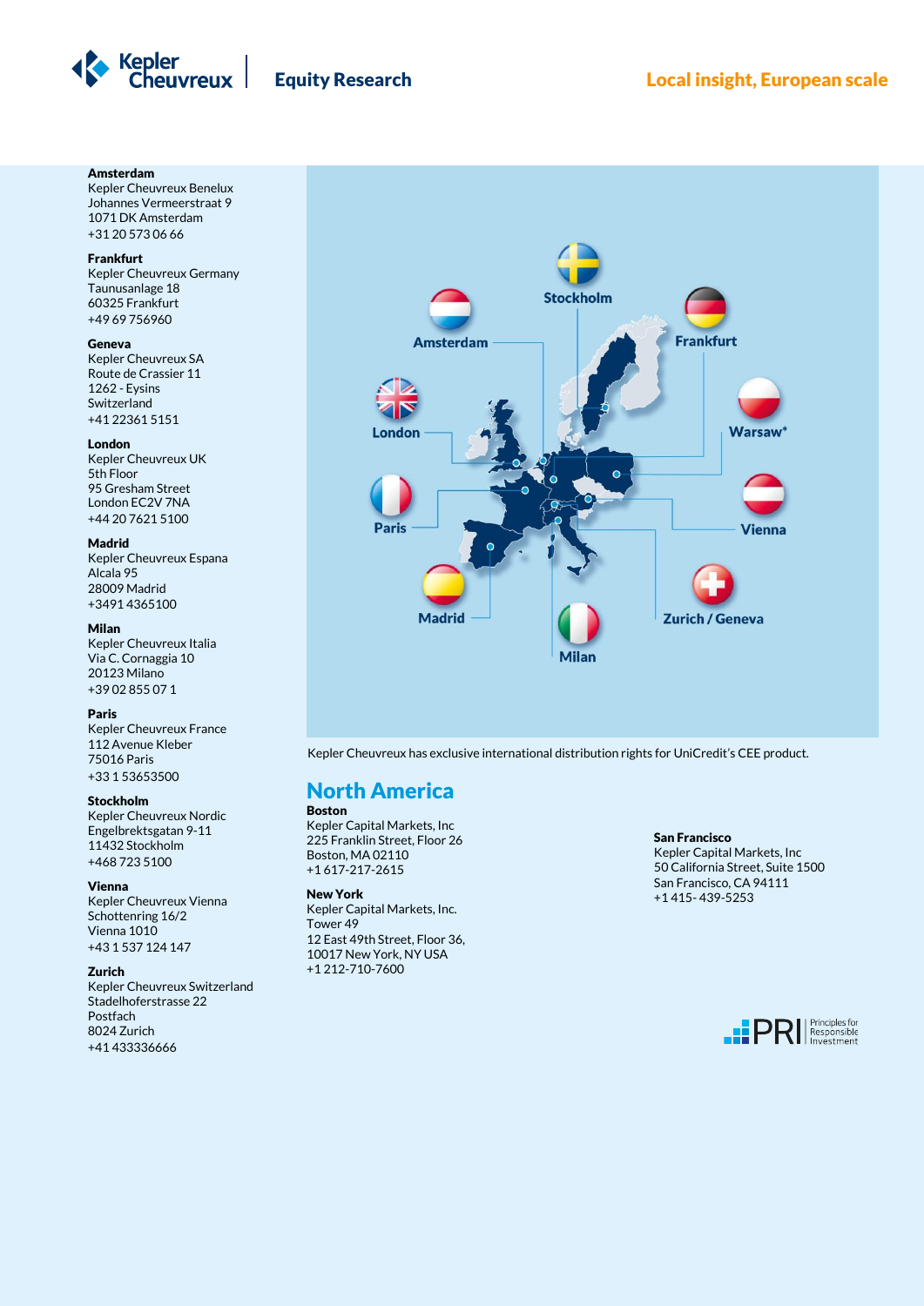Kepler Cheuvreux | Equity Research

Local insight, European scale

**Amsterdam**
Kepler Cheuvreux Benelux
Johannes Vermeerstraat 9
1071 DK Amsterdam
+31 20 573 06 66

**Frankfurt**
Kepler Cheuvreux Germany
Taunusanlage 18
60325 Frankfurt
+49 69 756960

**Geneva**
Kepler Cheuvreux SA
Route de Crassier 11
1262 - Eysins
Switzerland
+41 22361 5151

**London**
Kepler Cheuvreux UK
5th Floor
95 Gresham Street
London EC2V 7NA
+44 20 7621 5100

**Madrid**
Kepler Cheuvreux Espana
Alcala 95
28009 Madrid
+3491 4365100

**Milan**
Kepler Cheuvreux Italia
Via C. Cornaggia 10
20123 Milano
+39 02 855 07 1

**Paris**
Kepler Cheuvreux France
112 Avenue Kleber
75016 Paris
+33 1 53653500

**Stockholm**
Kepler Cheuvreux Nordic
Engelbrektsgatan 9-11
11432 Stockholm
+468 723 5100

**Vienna**
Kepler Cheuvreux Vienna
Schottenring 16/2
Vienna 1010
+43 1 537 124 147

**Zurich**
Kepler Cheuvreux Switzerland
Stadelhoferstrasse 22
Postfach
8024 Zurich
+41 433336666

Stockholm
Amsterdam
Frankfurt
London
Warsaw*
Paris
Vienna
Madrid
Zurich / Geneva
Milan

Kepler Cheuvreux has exclusive international distribution rights for UniCredit's CEE product.

## North America

**Boston**
Kepler Capital Markets, Inc
225 Franklin Street, Floor 26
Boston, MA 02110
+1 617-217-2615

**New York**
Kepler Capital Markets, Inc.
Tower 49
12 East 49th Street, Floor 36,
10017 New York, NY USA
+1 212-710-7600

**San Francisco**
Kepler Capital Markets, Inc
50 California Street, Suite 1500
San Francisco, CA 94111
+1 415- 439-5253

PRI Principles for Responsible Investment